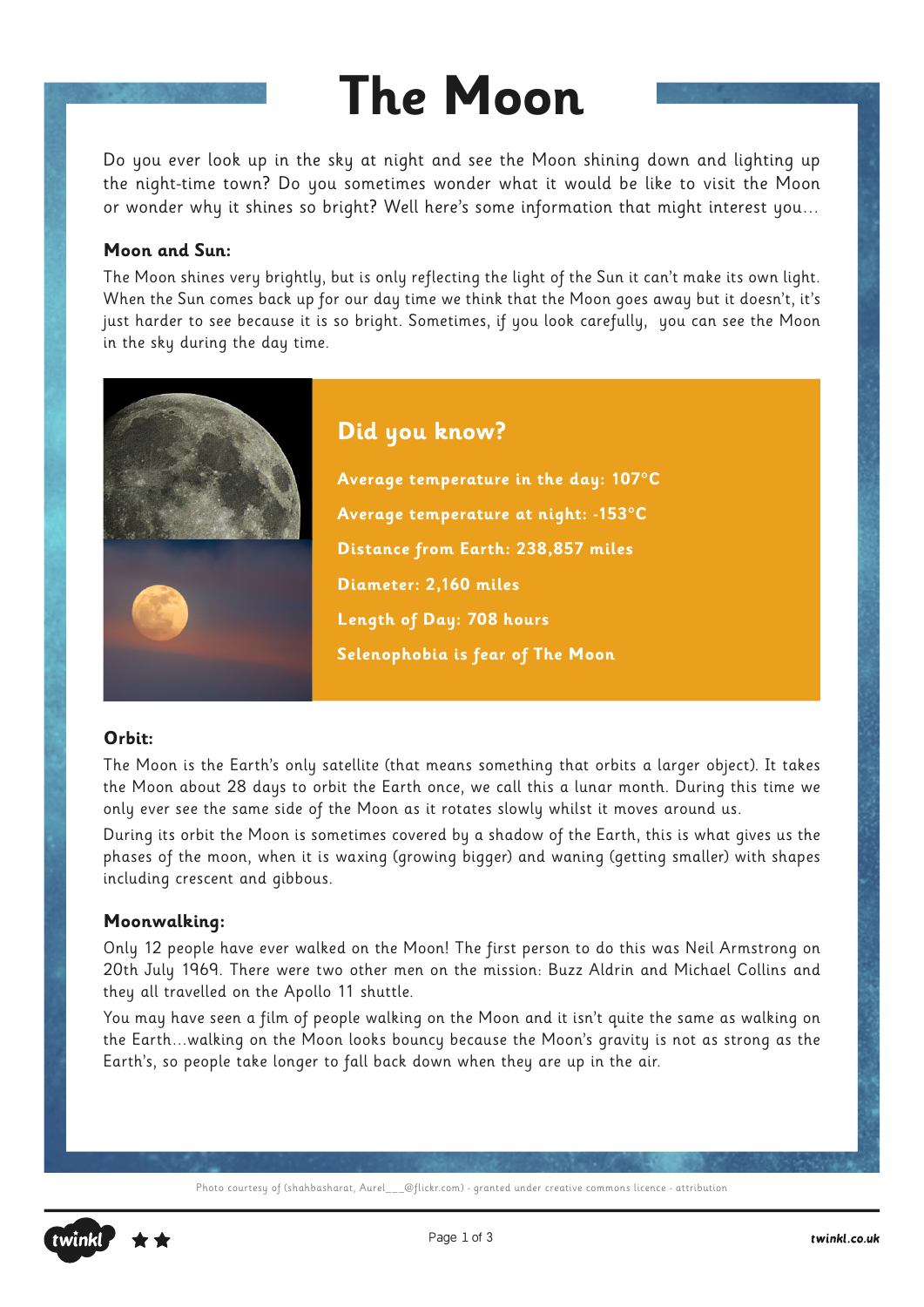# The Moon

Do you ever look up in the sky at night and see the Moon shining down and lighting up the night-time town? Do you sometimes wonder what it would be like to visit the Moon or wonder why it shines so bright? Well here's some information that might interest you…

**Moon and Sun:**

The Moon shines very brightly, but is only reflecting the light of the Sun it can't make its own light. When the Sun comes back up for our day time we think that the Moon goes away but it doesn't, it's just harder to see because it is so bright. Sometimes, if you look carefully, you can see the Moon in the sky during the day time.

## Did you know?

**Average temperature in the day: 107°C**

**Average temperature at night: -153°C**

**Distance from Earth: 238,857 miles**

**Diameter: 2,160 miles**

**Length of Day: 708 hours**

**Selenophobia is fear of The Moon**

**Orbit:**

The Moon is the Earth's only satellite (that means something that orbits a larger object). It takes the Moon about 28 days to orbit the Earth once, we call this a lunar month. During this time we only ever see the same side of the Moon as it rotates slowly whilst it moves around us.

During its orbit the Moon is sometimes covered by a shadow of the Earth, this is what gives us the phases of the moon, when it is waxing (growing bigger) and waning (getting smaller) with shapes including crescent and gibbous.

**Moonwalking:**

Only 12 people have ever walked on the Moon! The first person to do this was Neil Armstrong on 20th July 1969. There were two other men on the mission: Buzz Aldrin and Michael Collins and they all travelled on the Apollo 11 shuttle.

You may have seen a film of people walking on the Moon and it isn't quite the same as walking on the Earth…walking on the Moon looks bouncy because the Moon's gravity is not as strong as the Earth's, so people take longer to fall back down when they are up in the air.

Photo courtesy of (shahbasharat, Aurel___@flickr.com) - granted under creative commons licence - attribution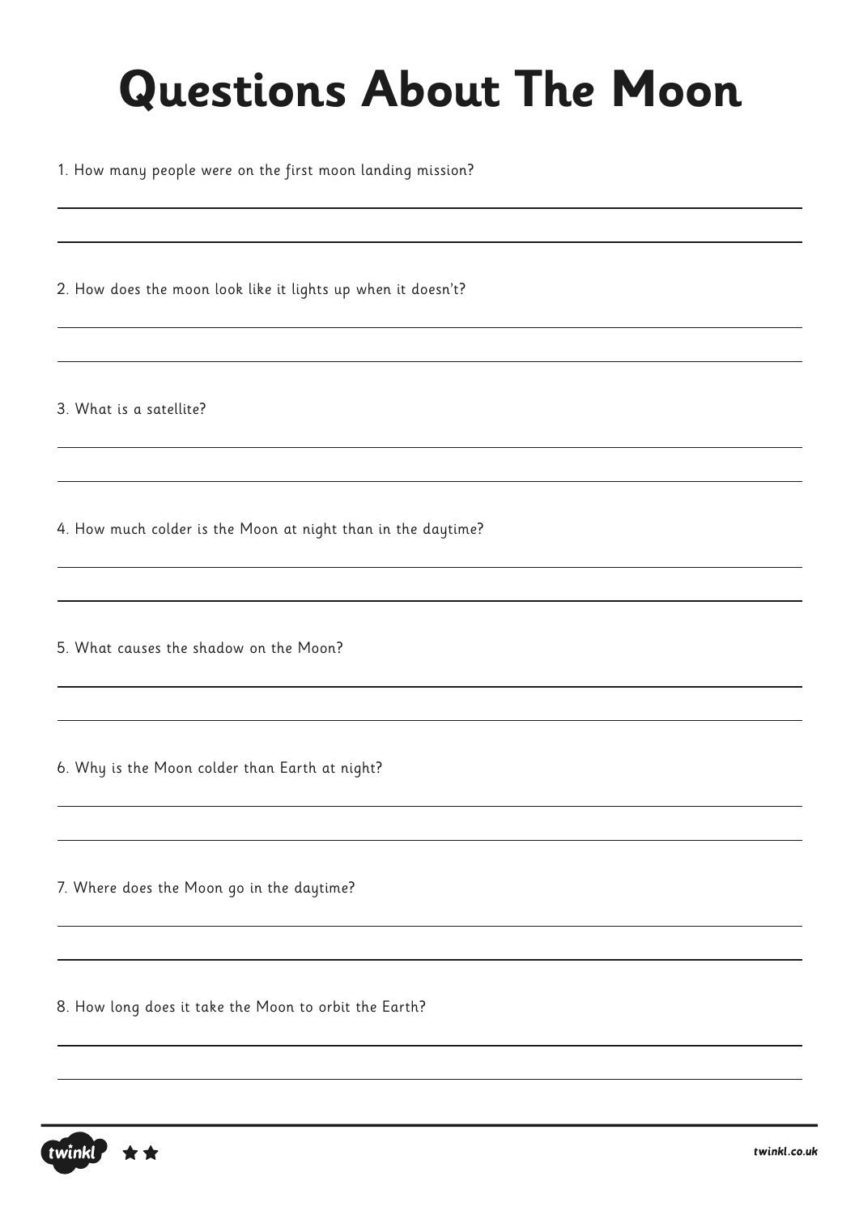# Questions About The Moon

1. How many people were on the first moon landing mission?

2. How does the moon look like it lights up when it doesn't?

3. What is a satellite?

4. How much colder is the Moon at night than in the daytime?

5. What causes the shadow on the Moon?

6. Why is the Moon colder than Earth at night?

7. Where does the Moon go in the daytime?

8. How long does it take the Moon to orbit the Earth?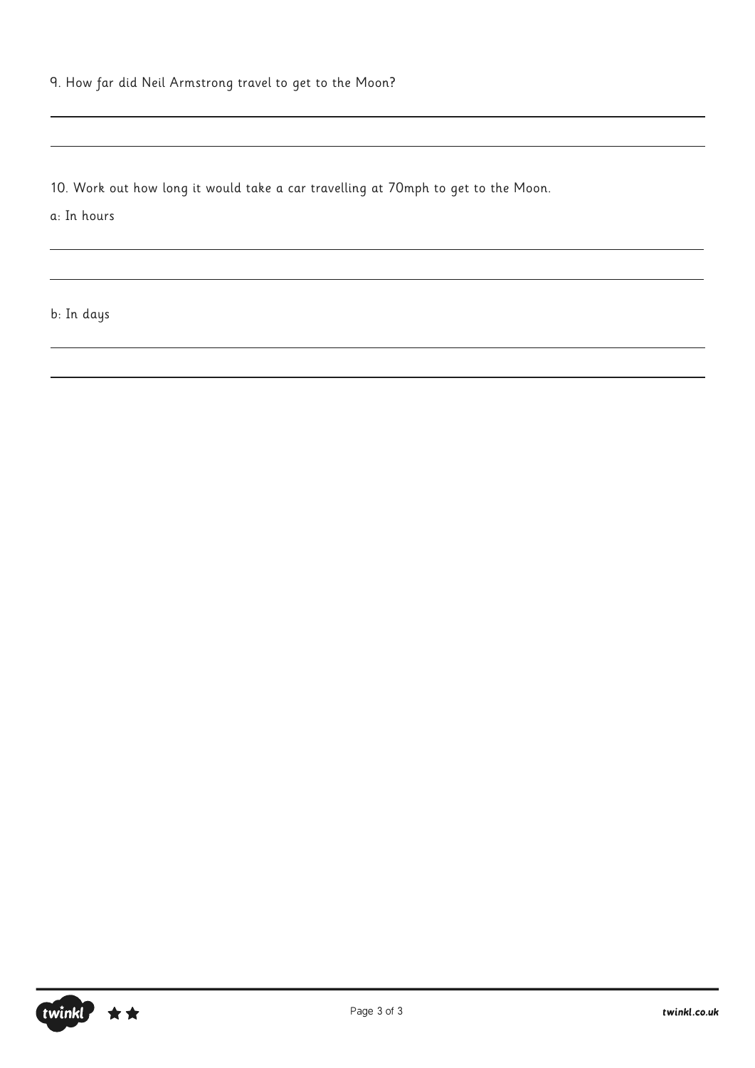9. How far did Neil Armstrong travel to get to the Moon?

10. Work out how long it would take a car travelling at 70mph to get to the Moon.

a: In hours

b: In days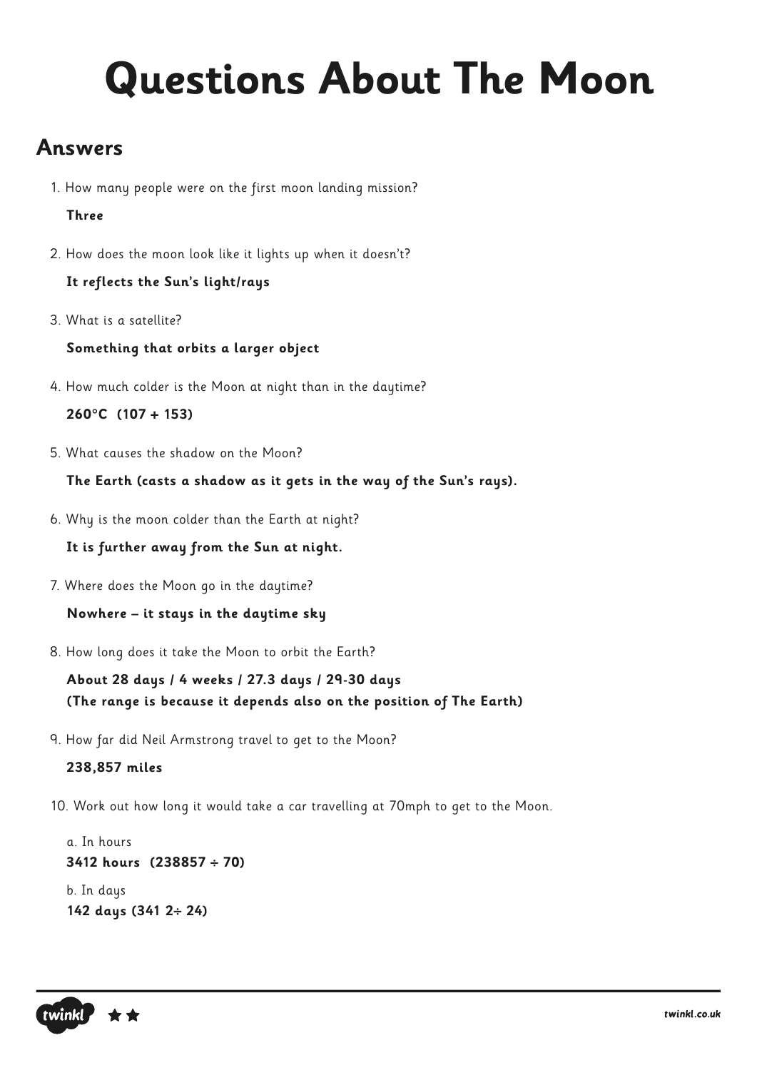# Questions About The Moon

## Answers

1. How many people were on the first moon landing mission?

   **Three**

2. How does the moon look like it lights up when it doesn't?

   **It reflects the Sun's light/rays**

3. What is a satellite?

   **Something that orbits a larger object**

4. How much colder is the Moon at night than in the daytime?

   **260°C (107 + 153)**

5. What causes the shadow on the Moon?

   **The Earth (casts a shadow as it gets in the way of the Sun's rays).**

6. Why is the moon colder than the Earth at night?

   **It is further away from the Sun at night.**

7. Where does the Moon go in the daytime?

   **Nowhere – it stays in the daytime sky**

8. How long does it take the Moon to orbit the Earth?

   **About 28 days / 4 weeks / 27.3 days / 29-30 days**
   **(The range is because it depends also on the position of The Earth)**

9. How far did Neil Armstrong travel to get to the Moon?

   **238,857 miles**

10. Work out how long it would take a car travelling at 70mph to get to the Moon.

    a. In hours
    **3412 hours (238857 ÷ 70)**

    b. In days
    **142 days (341 2÷ 24)**